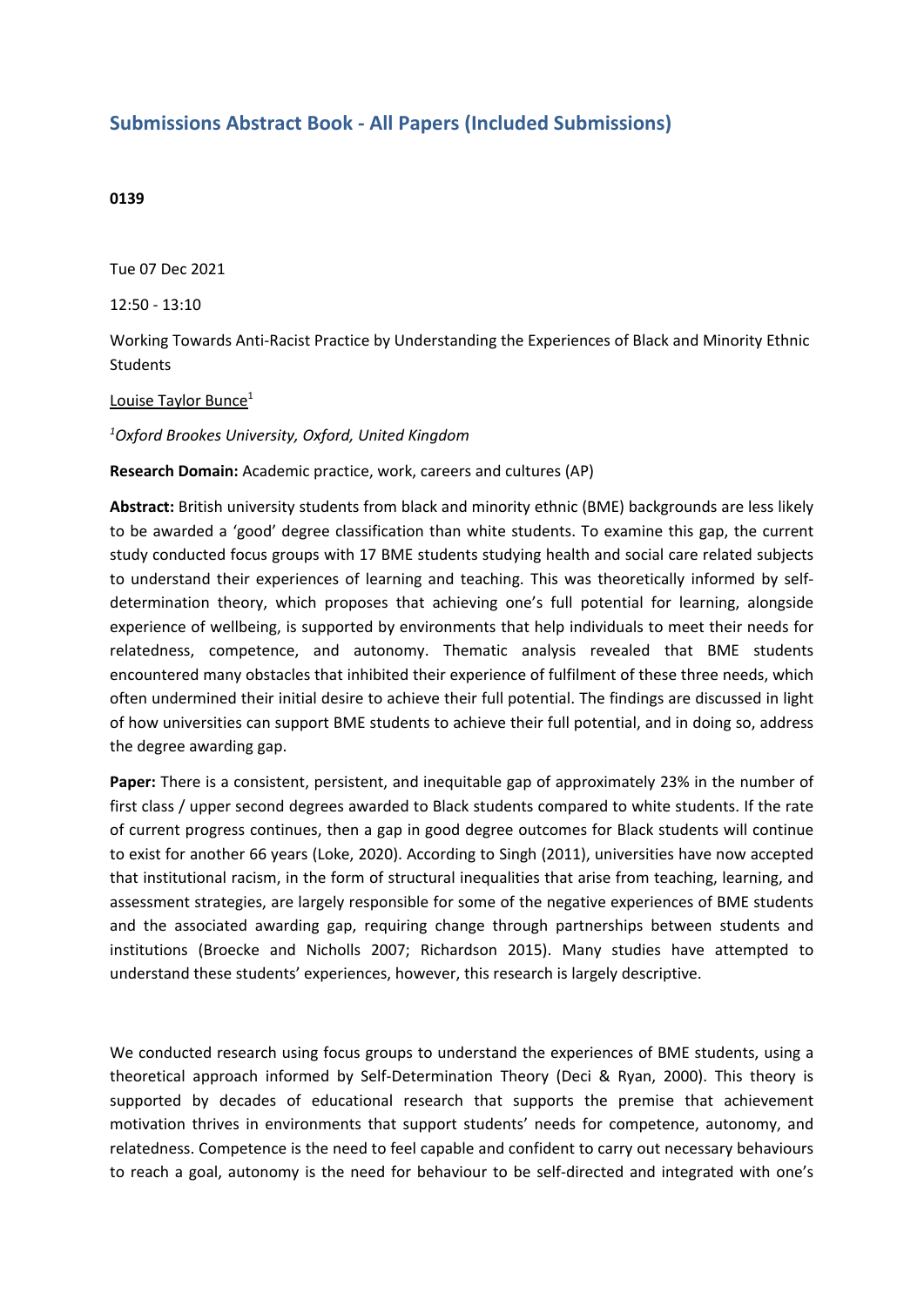# Submissions Abstract Book - All Papers (Included Submissions)

**0139**

Tue 07 Dec 2021

12:50 - 13:10

Working Towards Anti-Racist Practice by Understanding the Experiences of Black and Minority Ethnic Students

Louise Taylor Bunce[1]

[1]*Oxford Brookes University, Oxford, United Kingdom*

**Research Domain:** Academic practice, work, careers and cultures (AP)

**Abstract:** British university students from black and minority ethnic (BME) backgrounds are less likely to be awarded a 'good' degree classification than white students. To examine this gap, the current study conducted focus groups with 17 BME students studying health and social care related subjects to understand their experiences of learning and teaching. This was theoretically informed by self-determination theory, which proposes that achieving one's full potential for learning, alongside experience of wellbeing, is supported by environments that help individuals to meet their needs for relatedness, competence, and autonomy. Thematic analysis revealed that BME students encountered many obstacles that inhibited their experience of fulfilment of these three needs, which often undermined their initial desire to achieve their full potential. The findings are discussed in light of how universities can support BME students to achieve their full potential, and in doing so, address the degree awarding gap.

**Paper:** There is a consistent, persistent, and inequitable gap of approximately 23% in the number of first class / upper second degrees awarded to Black students compared to white students. If the rate of current progress continues, then a gap in good degree outcomes for Black students will continue to exist for another 66 years (Loke, 2020). According to Singh (2011), universities have now accepted that institutional racism, in the form of structural inequalities that arise from teaching, learning, and assessment strategies, are largely responsible for some of the negative experiences of BME students and the associated awarding gap, requiring change through partnerships between students and institutions (Broecke and Nicholls 2007; Richardson 2015). Many studies have attempted to understand these students' experiences, however, this research is largely descriptive.

We conducted research using focus groups to understand the experiences of BME students, using a theoretical approach informed by Self-Determination Theory (Deci & Ryan, 2000). This theory is supported by decades of educational research that supports the premise that achievement motivation thrives in environments that support students' needs for competence, autonomy, and relatedness. Competence is the need to feel capable and confident to carry out necessary behaviours to reach a goal, autonomy is the need for behaviour to be self-directed and integrated with one's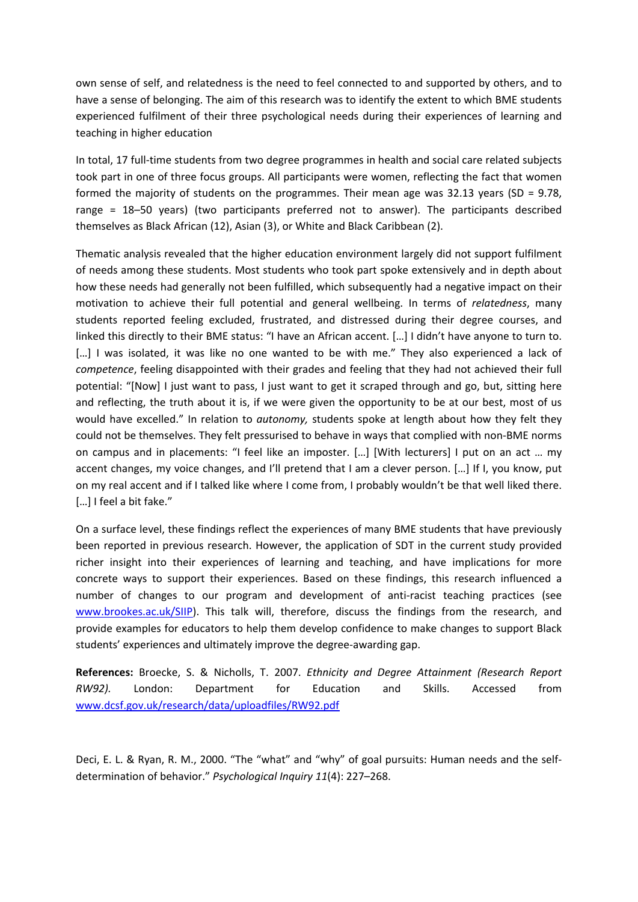own sense of self, and relatedness is the need to feel connected to and supported by others, and to have a sense of belonging. The aim of this research was to identify the extent to which BME students experienced fulfilment of their three psychological needs during their experiences of learning and teaching in higher education

In total, 17 full-time students from two degree programmes in health and social care related subjects took part in one of three focus groups. All participants were women, reflecting the fact that women formed the majority of students on the programmes. Their mean age was 32.13 years (SD = 9.78, range = 18–50 years) (two participants preferred not to answer). The participants described themselves as Black African (12), Asian (3), or White and Black Caribbean (2).

Thematic analysis revealed that the higher education environment largely did not support fulfilment of needs among these students. Most students who took part spoke extensively and in depth about how these needs had generally not been fulfilled, which subsequently had a negative impact on their motivation to achieve their full potential and general wellbeing. In terms of *relatedness*, many students reported feeling excluded, frustrated, and distressed during their degree courses, and linked this directly to their BME status: "I have an African accent. […] I didn't have anyone to turn to. […] I was isolated, it was like no one wanted to be with me." They also experienced a lack of *competence*, feeling disappointed with their grades and feeling that they had not achieved their full potential: "[Now] I just want to pass, I just want to get it scraped through and go, but, sitting here and reflecting, the truth about it is, if we were given the opportunity to be at our best, most of us would have excelled." In relation to *autonomy,* students spoke at length about how they felt they could not be themselves. They felt pressurised to behave in ways that complied with non-BME norms on campus and in placements: "I feel like an imposter. […] [With lecturers] I put on an act … my accent changes, my voice changes, and I'll pretend that I am a clever person. […] If I, you know, put on my real accent and if I talked like where I come from, I probably wouldn't be that well liked there. […] I feel a bit fake."

On a surface level, these findings reflect the experiences of many BME students that have previously been reported in previous research. However, the application of SDT in the current study provided richer insight into their experiences of learning and teaching, and have implications for more concrete ways to support their experiences. Based on these findings, this research influenced a number of changes to our program and development of anti-racist teaching practices (see www.brookes.ac.uk/SIIP). This talk will, therefore, discuss the findings from the research, and provide examples for educators to help them develop confidence to make changes to support Black students' experiences and ultimately improve the degree-awarding gap.

**References:** Broecke, S. & Nicholls, T. 2007. *Ethnicity and Degree Attainment (Research Report RW92).* London: Department for Education and Skills. Accessed from www.dcsf.gov.uk/research/data/uploadfiles/RW92.pdf

Deci, E. L. & Ryan, R. M., 2000. "The "what" and "why" of goal pursuits: Human needs and the self-determination of behavior." *Psychological Inquiry 11*(4): 227–268.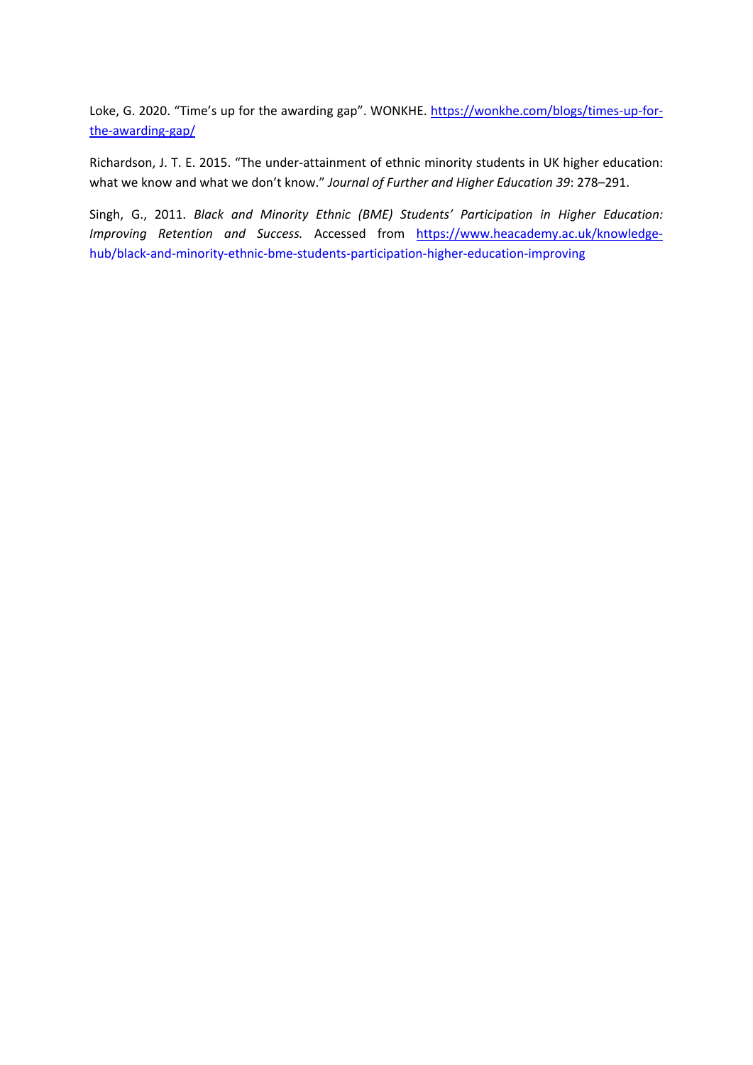Loke, G. 2020. "Time's up for the awarding gap". WONKHE. https://wonkhe.com/blogs/times-up-for-the-awarding-gap/

Richardson, J. T. E. 2015. "The under-attainment of ethnic minority students in UK higher education: what we know and what we don't know." *Journal of Further and Higher Education 39*: 278–291.

Singh, G., 2011. *Black and Minority Ethnic (BME) Students' Participation in Higher Education: Improving Retention and Success.* Accessed from https://www.heacademy.ac.uk/knowledge-hub/black-and-minority-ethnic-bme-students-participation-higher-education-improving